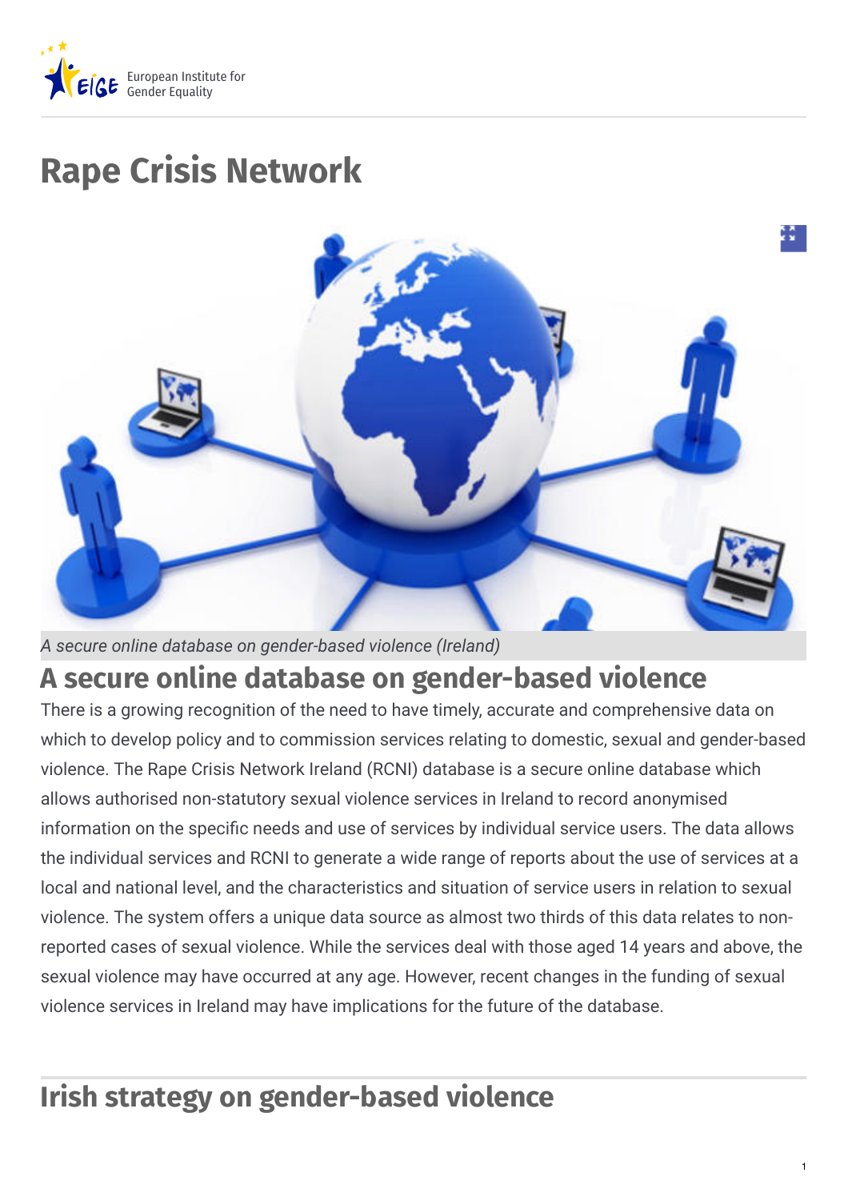# Rape Crisis Network

*A secure online database on gender-based violence (Ireland)*

## A secure online database on gender-based violence

There is a growing recognition of the need to have timely, accurate and comprehensive data on which to develop policy and to commission services relating to domestic, sexual and gender-based violence. The Rape Crisis Network Ireland (RCNI) database is a secure online database which allows authorised non-statutory sexual violence services in Ireland to record anonymised information on the specific needs and use of services by individual service users. The data allows the individual services and RCNI to generate a wide range of reports about the use of services at a local and national level, and the characteristics and situation of service users in relation to sexual violence. The system offers a unique data source as almost two thirds of this data relates to non-reported cases of sexual violence. While the services deal with those aged 14 years and above, the sexual violence may have occurred at any age. However, recent changes in the funding of sexual violence services in Ireland may have implications for the future of the database.

## Irish strategy on gender-based violence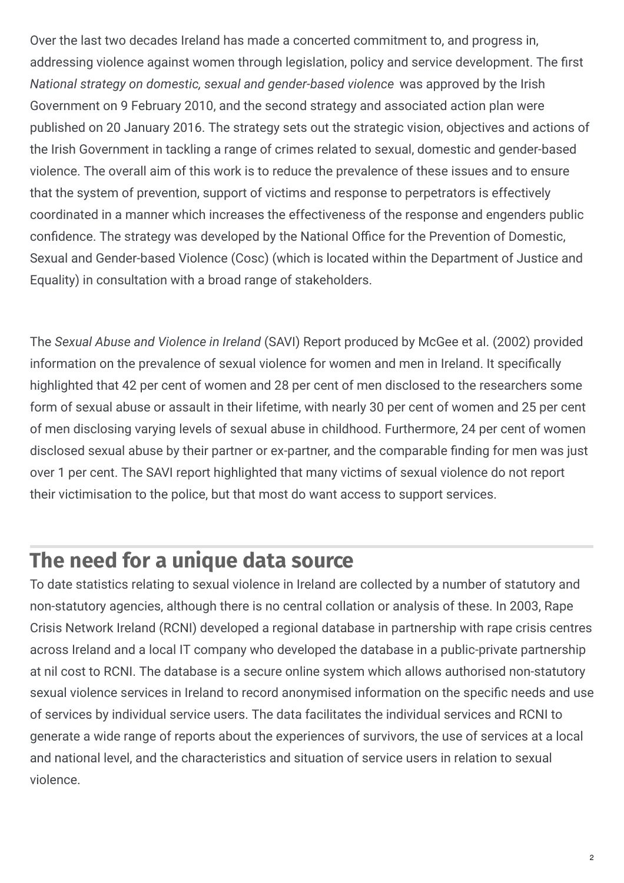Over the last two decades Ireland has made a concerted commitment to, and progress in, addressing violence against women through legislation, policy and service development. The first *National strategy on domestic, sexual and gender-based violence* was approved by the Irish Government on 9 February 2010, and the second strategy and associated action plan were published on 20 January 2016. The strategy sets out the strategic vision, objectives and actions of the Irish Government in tackling a range of crimes related to sexual, domestic and gender-based violence. The overall aim of this work is to reduce the prevalence of these issues and to ensure that the system of prevention, support of victims and response to perpetrators is effectively coordinated in a manner which increases the effectiveness of the response and engenders public confidence. The strategy was developed by the National Office for the Prevention of Domestic, Sexual and Gender-based Violence (Cosc) (which is located within the Department of Justice and Equality) in consultation with a broad range of stakeholders.

The *Sexual Abuse and Violence in Ireland* (SAVI) Report produced by McGee et al. (2002) provided information on the prevalence of sexual violence for women and men in Ireland. It specifically highlighted that 42 per cent of women and 28 per cent of men disclosed to the researchers some form of sexual abuse or assault in their lifetime, with nearly 30 per cent of women and 25 per cent of men disclosing varying levels of sexual abuse in childhood. Furthermore, 24 per cent of women disclosed sexual abuse by their partner or ex-partner, and the comparable finding for men was just over 1 per cent. The SAVI report highlighted that many victims of sexual violence do not report their victimisation to the police, but that most do want access to support services.

## The need for a unique data source

To date statistics relating to sexual violence in Ireland are collected by a number of statutory and non-statutory agencies, although there is no central collation or analysis of these. In 2003, Rape Crisis Network Ireland (RCNI) developed a regional database in partnership with rape crisis centres across Ireland and a local IT company who developed the database in a public-private partnership at nil cost to RCNI. The database is a secure online system which allows authorised non-statutory sexual violence services in Ireland to record anonymised information on the specific needs and use of services by individual service users. The data facilitates the individual services and RCNI to generate a wide range of reports about the experiences of survivors, the use of services at a local and national level, and the characteristics and situation of service users in relation to sexual violence.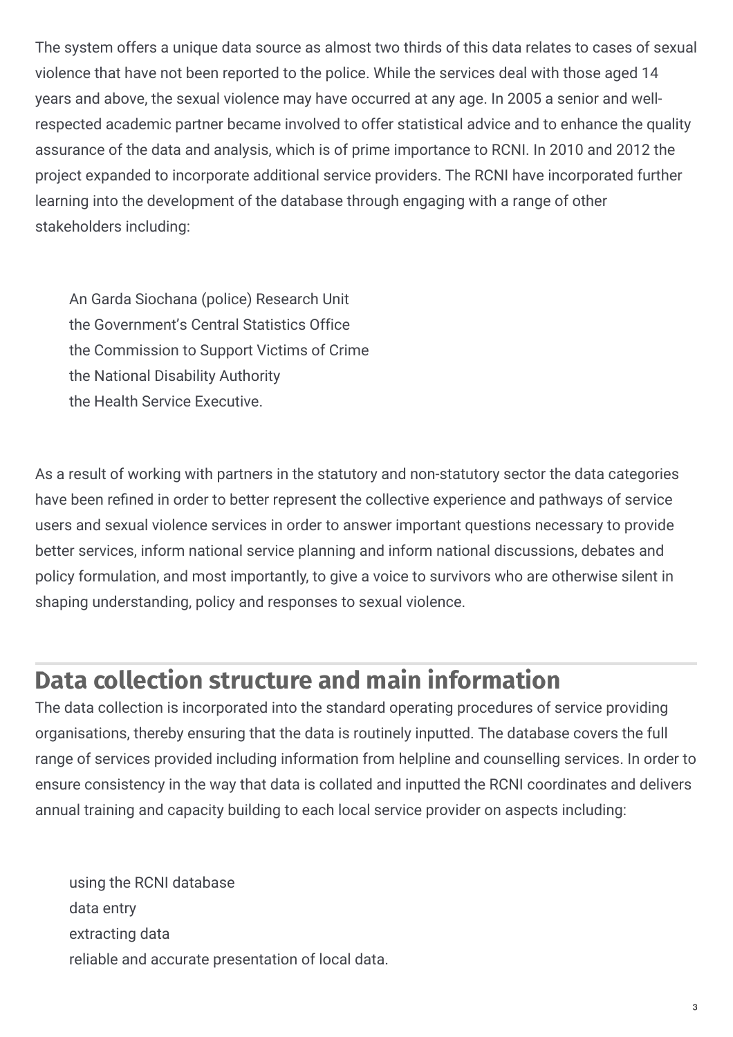The system offers a unique data source as almost two thirds of this data relates to cases of sexual violence that have not been reported to the police. While the services deal with those aged 14 years and above, the sexual violence may have occurred at any age. In 2005 a senior and well-respected academic partner became involved to offer statistical advice and to enhance the quality assurance of the data and analysis, which is of prime importance to RCNI. In 2010 and 2012 the project expanded to incorporate additional service providers. The RCNI have incorporated further learning into the development of the database through engaging with a range of other stakeholders including:

- An Garda Siochana (police) Research Unit
- the Government's Central Statistics Office
- the Commission to Support Victims of Crime
- the National Disability Authority
- the Health Service Executive.

As a result of working with partners in the statutory and non-statutory sector the data categories have been refined in order to better represent the collective experience and pathways of service users and sexual violence services in order to answer important questions necessary to provide better services, inform national service planning and inform national discussions, debates and policy formulation, and most importantly, to give a voice to survivors who are otherwise silent in shaping understanding, policy and responses to sexual violence.

## Data collection structure and main information

The data collection is incorporated into the standard operating procedures of service providing organisations, thereby ensuring that the data is routinely inputted. The database covers the full range of services provided including information from helpline and counselling services. In order to ensure consistency in the way that data is collated and inputted the RCNI coordinates and delivers annual training and capacity building to each local service provider on aspects including:

- using the RCNI database
- data entry
- extracting data
- reliable and accurate presentation of local data.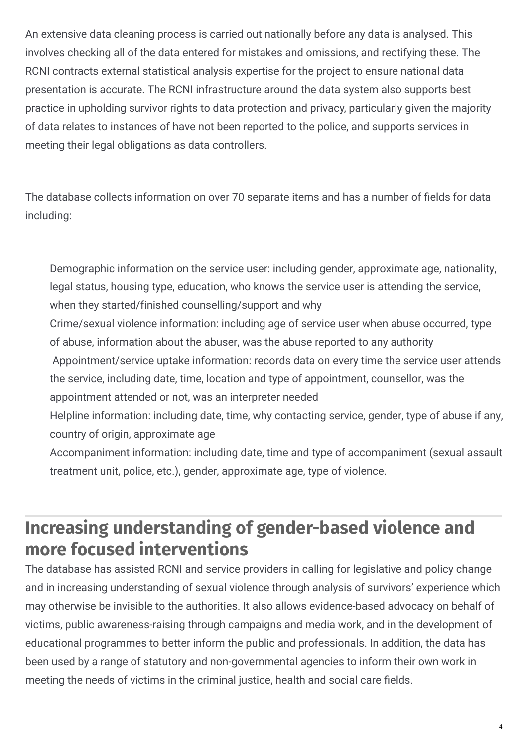An extensive data cleaning process is carried out nationally before any data is analysed. This involves checking all of the data entered for mistakes and omissions, and rectifying these. The RCNI contracts external statistical analysis expertise for the project to ensure national data presentation is accurate. The RCNI infrastructure around the data system also supports best practice in upholding survivor rights to data protection and privacy, particularly given the majority of data relates to instances of have not been reported to the police, and supports services in meeting their legal obligations as data controllers.

The database collects information on over 70 separate items and has a number of fields for data including:

- Demographic information on the service user: including gender, approximate age, nationality, legal status, housing type, education, who knows the service user is attending the service, when they started/finished counselling/support and why
- Crime/sexual violence information: including age of service user when abuse occurred, type of abuse, information about the abuser, was the abuse reported to any authority
- Appointment/service uptake information: records data on every time the service user attends the service, including date, time, location and type of appointment, counsellor, was the appointment attended or not, was an interpreter needed
- Helpline information: including date, time, why contacting service, gender, type of abuse if any, country of origin, approximate age
- Accompaniment information: including date, time and type of accompaniment (sexual assault treatment unit, police, etc.), gender, approximate age, type of violence.

## Increasing understanding of gender-based violence and more focused interventions

The database has assisted RCNI and service providers in calling for legislative and policy change and in increasing understanding of sexual violence through analysis of survivors' experience which may otherwise be invisible to the authorities. It also allows evidence-based advocacy on behalf of victims, public awareness-raising through campaigns and media work, and in the development of educational programmes to better inform the public and professionals. In addition, the data has been used by a range of statutory and non-governmental agencies to inform their own work in meeting the needs of victims in the criminal justice, health and social care fields.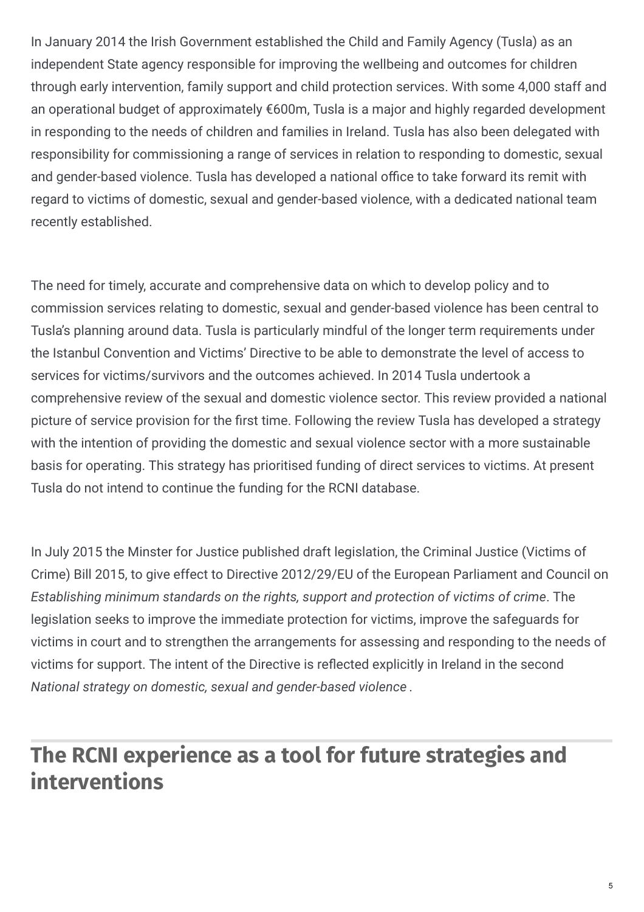In January 2014 the Irish Government established the Child and Family Agency (Tusla) as an independent State agency responsible for improving the wellbeing and outcomes for children through early intervention, family support and child protection services. With some 4,000 staff and an operational budget of approximately €600m, Tusla is a major and highly regarded development in responding to the needs of children and families in Ireland. Tusla has also been delegated with responsibility for commissioning a range of services in relation to responding to domestic, sexual and gender-based violence. Tusla has developed a national office to take forward its remit with regard to victims of domestic, sexual and gender-based violence, with a dedicated national team recently established.

The need for timely, accurate and comprehensive data on which to develop policy and to commission services relating to domestic, sexual and gender-based violence has been central to Tusla's planning around data. Tusla is particularly mindful of the longer term requirements under the Istanbul Convention and Victims' Directive to be able to demonstrate the level of access to services for victims/survivors and the outcomes achieved. In 2014 Tusla undertook a comprehensive review of the sexual and domestic violence sector. This review provided a national picture of service provision for the first time. Following the review Tusla has developed a strategy with the intention of providing the domestic and sexual violence sector with a more sustainable basis for operating. This strategy has prioritised funding of direct services to victims. At present Tusla do not intend to continue the funding for the RCNI database.

In July 2015 the Minster for Justice published draft legislation, the Criminal Justice (Victims of Crime) Bill 2015, to give effect to Directive 2012/29/EU of the European Parliament and Council on *Establishing minimum standards on the rights, support and protection of victims of crime*. The legislation seeks to improve the immediate protection for victims, improve the safeguards for victims in court and to strengthen the arrangements for assessing and responding to the needs of victims for support. The intent of the Directive is reflected explicitly in Ireland in the second *National strategy on domestic, sexual and gender-based violence* .

## The RCNI experience as a tool for future strategies and interventions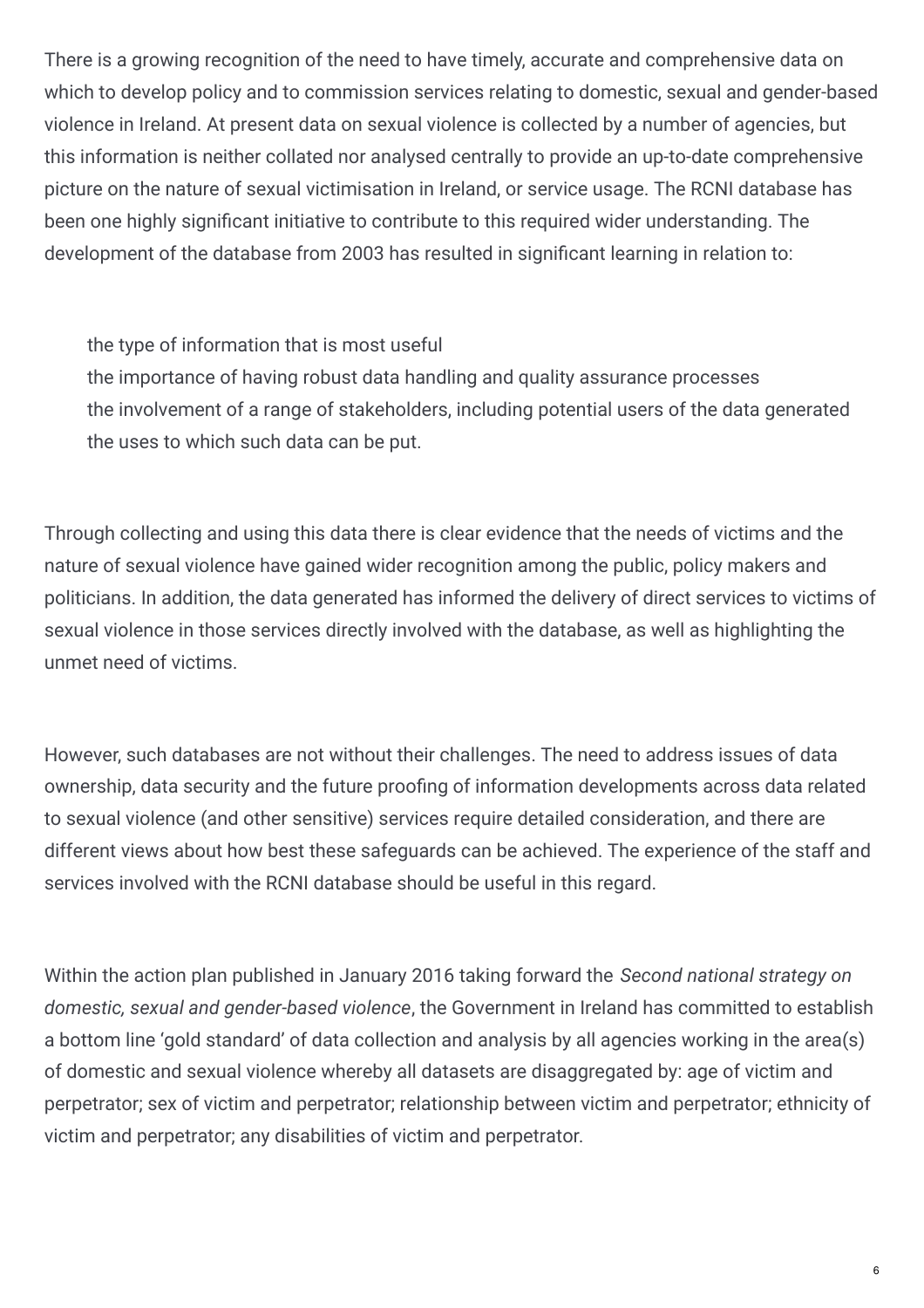There is a growing recognition of the need to have timely, accurate and comprehensive data on which to develop policy and to commission services relating to domestic, sexual and gender-based violence in Ireland. At present data on sexual violence is collected by a number of agencies, but this information is neither collated nor analysed centrally to provide an up-to-date comprehensive picture on the nature of sexual victimisation in Ireland, or service usage. The RCNI database has been one highly significant initiative to contribute to this required wider understanding. The development of the database from 2003 has resulted in significant learning in relation to:

- the type of information that is most useful
- the importance of having robust data handling and quality assurance processes
- the involvement of a range of stakeholders, including potential users of the data generated
- the uses to which such data can be put.

Through collecting and using this data there is clear evidence that the needs of victims and the nature of sexual violence have gained wider recognition among the public, policy makers and politicians. In addition, the data generated has informed the delivery of direct services to victims of sexual violence in those services directly involved with the database, as well as highlighting the unmet need of victims.

However, such databases are not without their challenges. The need to address issues of data ownership, data security and the future proofing of information developments across data related to sexual violence (and other sensitive) services require detailed consideration, and there are different views about how best these safeguards can be achieved. The experience of the staff and services involved with the RCNI database should be useful in this regard.

Within the action plan published in January 2016 taking forward the *Second national strategy on domestic, sexual and gender-based violence*, the Government in Ireland has committed to establish a bottom line 'gold standard' of data collection and analysis by all agencies working in the area(s) of domestic and sexual violence whereby all datasets are disaggregated by: age of victim and perpetrator; sex of victim and perpetrator; relationship between victim and perpetrator; ethnicity of victim and perpetrator; any disabilities of victim and perpetrator.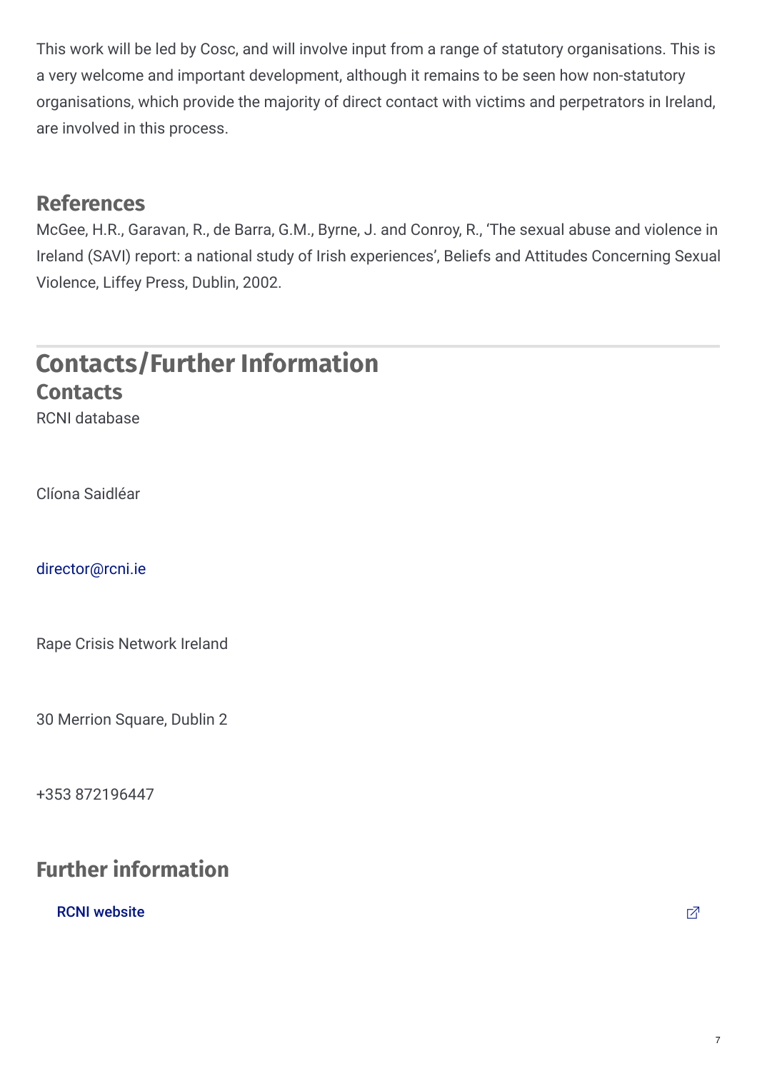This work will be led by Cosc, and will involve input from a range of statutory organisations. This is a very welcome and important development, although it remains to be seen how non-statutory organisations, which provide the majority of direct contact with victims and perpetrators in Ireland, are involved in this process.

## References

McGee, H.R., Garavan, R., de Barra, G.M., Byrne, J. and Conroy, R., 'The sexual abuse and violence in Ireland (SAVI) report: a national study of Irish experiences', Beliefs and Attitudes Concerning Sexual Violence, Liffey Press, Dublin, 2002.

# Contacts/Further Information

## Contacts

RCNI database

Clíona Saidléar

director@rcni.ie

Rape Crisis Network Ireland

30 Merrion Square, Dublin 2

+353 872196447

## Further information

RCNI website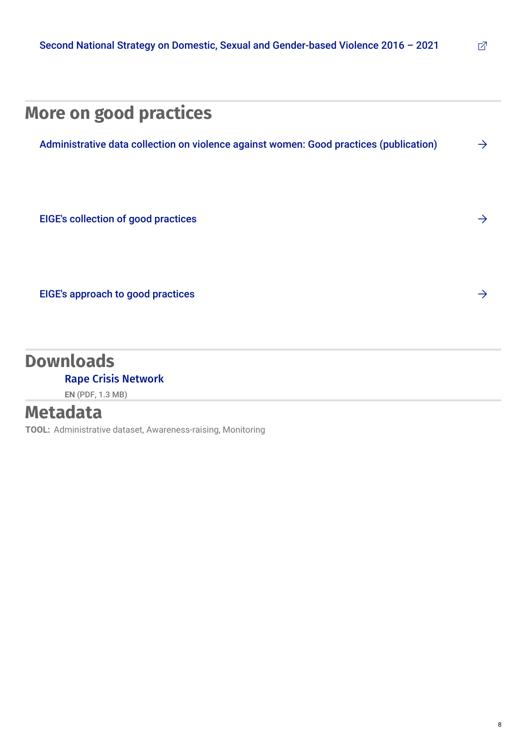Second National Strategy on Domestic, Sexual and Gender-based Violence 2016 – 2021

## More on good practices

Administrative data collection on violence against women: Good practices (publication)

EIGE's collection of good practices

EIGE's approach to good practices

## Downloads

Rape Crisis Network

**EN** (PDF, 1.3 MB)

## Metadata

**TOOL:** Administrative dataset, Awareness-raising, Monitoring